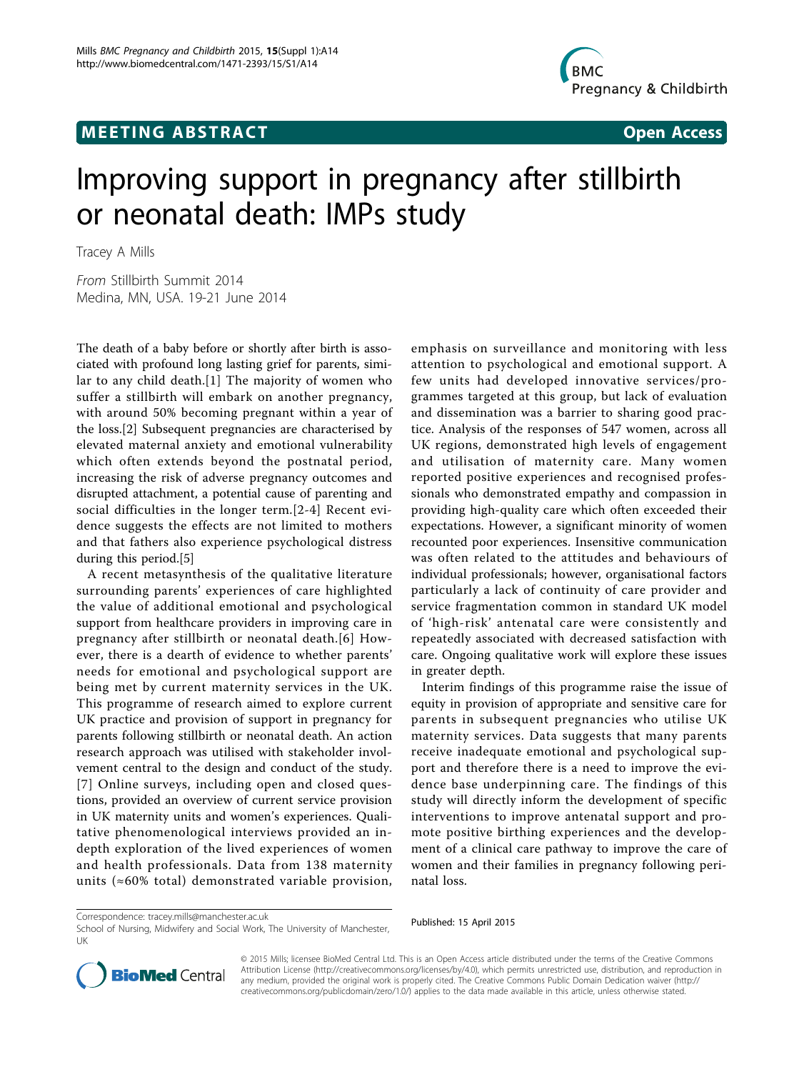**MEETING ABSTRACT** **Open Access**

# Improving support in pregnancy after stillbirth or neonatal death: IMPs study

Tracey A Mills

*From* Stillbirth Summit 2014
Medina, MN, USA. 19-21 June 2014

The death of a baby before or shortly after birth is associated with profound long lasting grief for parents, similar to any child death.[1] The majority of women who suffer a stillbirth will embark on another pregnancy, with around 50% becoming pregnant within a year of the loss.[2] Subsequent pregnancies are characterised by elevated maternal anxiety and emotional vulnerability which often extends beyond the postnatal period, increasing the risk of adverse pregnancy outcomes and disrupted attachment, a potential cause of parenting and social difficulties in the longer term.[2-4] Recent evidence suggests the effects are not limited to mothers and that fathers also experience psychological distress during this period.[5]

A recent metasynthesis of the qualitative literature surrounding parents' experiences of care highlighted the value of additional emotional and psychological support from healthcare providers in improving care in pregnancy after stillbirth or neonatal death.[6] However, there is a dearth of evidence to whether parents' needs for emotional and psychological support are being met by current maternity services in the UK. This programme of research aimed to explore current UK practice and provision of support in pregnancy for parents following stillbirth or neonatal death. An action research approach was utilised with stakeholder involvement central to the design and conduct of the study.[7] Online surveys, including open and closed questions, provided an overview of current service provision in UK maternity units and women's experiences. Qualitative phenomenological interviews provided an in-depth exploration of the lived experiences of women and health professionals. Data from 138 maternity units (≈60% total) demonstrated variable provision, emphasis on surveillance and monitoring with less attention to psychological and emotional support. A few units had developed innovative services/programmes targeted at this group, but lack of evaluation and dissemination was a barrier to sharing good practice. Analysis of the responses of 547 women, across all UK regions, demonstrated high levels of engagement and utilisation of maternity care. Many women reported positive experiences and recognised professionals who demonstrated empathy and compassion in providing high-quality care which often exceeded their expectations. However, a significant minority of women recounted poor experiences. Insensitive communication was often related to the attitudes and behaviours of individual professionals; however, organisational factors particularly a lack of continuity of care provider and service fragmentation common in standard UK model of 'high-risk' antenatal care were consistently and repeatedly associated with decreased satisfaction with care. Ongoing qualitative work will explore these issues in greater depth.

Interim findings of this programme raise the issue of equity in provision of appropriate and sensitive care for parents in subsequent pregnancies who utilise UK maternity services. Data suggests that many parents receive inadequate emotional and psychological support and therefore there is a need to improve the evidence base underpinning care. The findings of this study will directly inform the development of specific interventions to improve antenatal support and promote positive birthing experiences and the development of a clinical care pathway to improve the care of women and their families in pregnancy following perinatal loss.

Correspondence: tracey.mills@manchester.ac.uk
School of Nursing, Midwifery and Social Work, The University of Manchester, UK

Published: 15 April 2015

© 2015 Mills; licensee BioMed Central Ltd. This is an Open Access article distributed under the terms of the Creative Commons Attribution License (http://creativecommons.org/licenses/by/4.0), which permits unrestricted use, distribution, and reproduction in any medium, provided the original work is properly cited. The Creative Commons Public Domain Dedication waiver (http://creativecommons.org/publicdomain/zero/1.0/) applies to the data made available in this article, unless otherwise stated.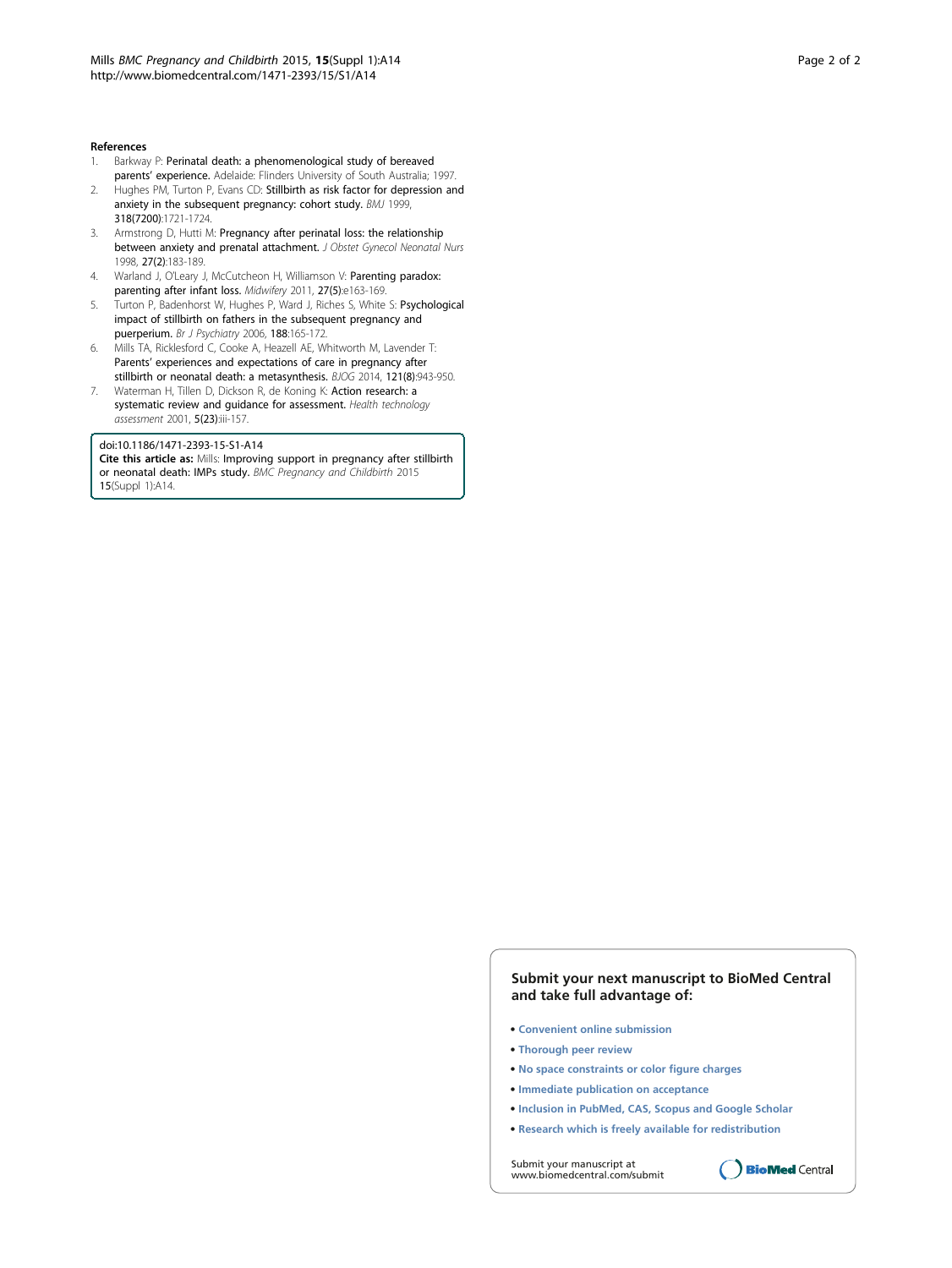## References

1. Barkway P: **Perinatal death: a phenomenological study of bereaved parents' experience.** Adelaide: Flinders University of South Australia; 1997.
2. Hughes PM, Turton P, Evans CD: **Stillbirth as risk factor for depression and anxiety in the subsequent pregnancy: cohort study.** *BMJ* 1999, **318(7200)**:1721-1724.
3. Armstrong D, Hutti M: **Pregnancy after perinatal loss: the relationship between anxiety and prenatal attachment.** *J Obstet Gynecol Neonatal Nurs* 1998, **27(2)**:183-189.
4. Warland J, O'Leary J, McCutcheon H, Williamson V: **Parenting paradox: parenting after infant loss.** *Midwifery* 2011, **27(5)**:e163-169.
5. Turton P, Badenhorst W, Hughes P, Ward J, Riches S, White S: **Psychological impact of stillbirth on fathers in the subsequent pregnancy and puerperium.** *Br J Psychiatry* 2006, **188**:165-172.
6. Mills TA, Ricklesford C, Cooke A, Heazell AE, Whitworth M, Lavender T: **Parents' experiences and expectations of care in pregnancy after stillbirth or neonatal death: a metasynthesis.** *BJOG* 2014, **121(8)**:943-950.
7. Waterman H, Tillen D, Dickson R, de Koning K: **Action research: a systematic review and guidance for assessment.** *Health technology assessment* 2001, **5(23)**:iii-157.

doi:10.1186/1471-2393-15-S1-A14
**Cite this article as:** Mills: Improving support in pregnancy after stillbirth or neonatal death: IMPs study. *BMC Pregnancy and Childbirth* 2015 **15**(Suppl 1):A14.

**Submit your next manuscript to BioMed Central and take full advantage of:**

- **Convenient online submission**
- **Thorough peer review**
- **No space constraints or color figure charges**
- **Immediate publication on acceptance**
- **Inclusion in PubMed, CAS, Scopus and Google Scholar**
- **Research which is freely available for redistribution**

Submit your manuscript at
www.biomedcentral.com/submit

BioMed Central